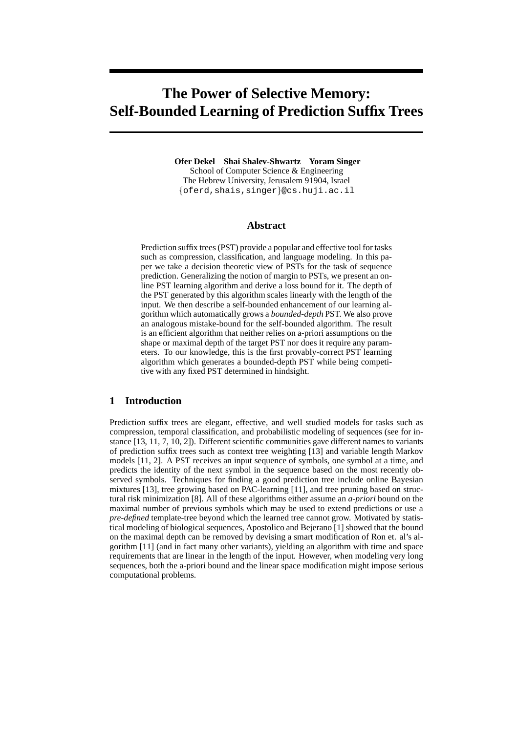# The Power of Selective Memory: Self-Bounded Learning of Prediction Suffix Trees

**Ofer Dekel  Shai Shalev-Shwartz  Yoram Singer**
School of Computer Science & Engineering
The Hebrew University, Jerusalem 91904, Israel
{oferd,shais,singer}@cs.huji.ac.il

## Abstract

Prediction suffix trees (PST) provide a popular and effective tool for tasks such as compression, classification, and language modeling. In this paper we take a decision theoretic view of PSTs for the task of sequence prediction. Generalizing the notion of margin to PSTs, we present an online PST learning algorithm and derive a loss bound for it. The depth of the PST generated by this algorithm scales linearly with the length of the input. We then describe a self-bounded enhancement of our learning algorithm which automatically grows a *bounded-depth* PST. We also prove an analogous mistake-bound for the self-bounded algorithm. The result is an efficient algorithm that neither relies on a-priori assumptions on the shape or maximal depth of the target PST nor does it require any parameters. To our knowledge, this is the first provably-correct PST learning algorithm which generates a bounded-depth PST while being competitive with any fixed PST determined in hindsight.

## 1 Introduction

Prediction suffix trees are elegant, effective, and well studied models for tasks such as compression, temporal classification, and probabilistic modeling of sequences (see for instance [13, 11, 7, 10, 2]). Different scientific communities gave different names to variants of prediction suffix trees such as context tree weighting [13] and variable length Markov models [11, 2]. A PST receives an input sequence of symbols, one symbol at a time, and predicts the identity of the next symbol in the sequence based on the most recently observed symbols. Techniques for finding a good prediction tree include online Bayesian mixtures [13], tree growing based on PAC-learning [11], and tree pruning based on structural risk minimization [8]. All of these algorithms either assume an *a-priori* bound on the maximal number of previous symbols which may be used to extend predictions or use a *pre-defined* template-tree beyond which the learned tree cannot grow. Motivated by statistical modeling of biological sequences, Apostolico and Bejerano [1] showed that the bound on the maximal depth can be removed by devising a smart modification of Ron et. al's algorithm [11] (and in fact many other variants), yielding an algorithm with time and space requirements that are linear in the length of the input. However, when modeling very long sequences, both the a-priori bound and the linear space modification might impose serious computational problems.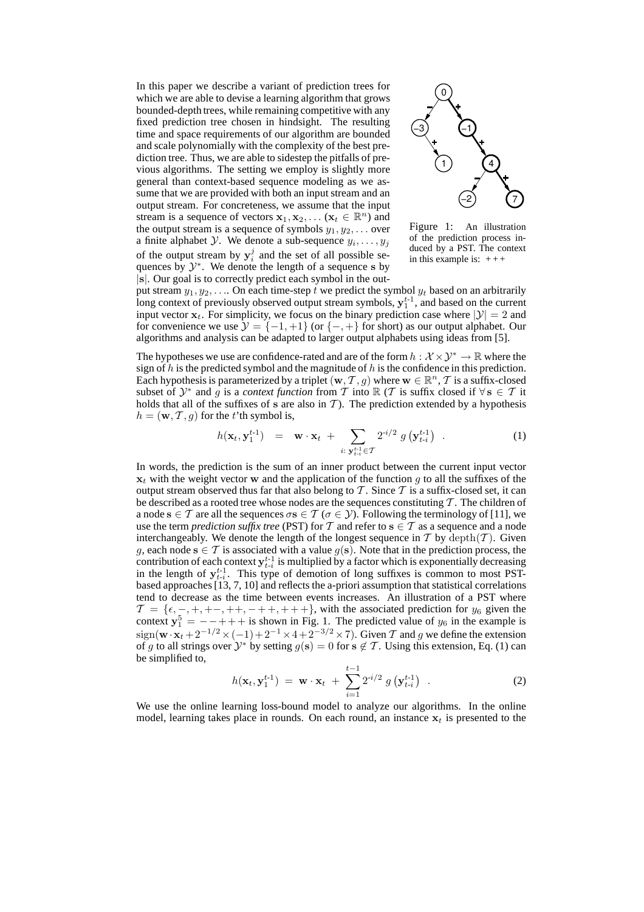In this paper we describe a variant of prediction trees for which we are able to devise a learning algorithm that grows bounded-depth trees, while remaining competitive with any fixed prediction tree chosen in hindsight. The resulting time and space requirements of our algorithm are bounded and scale polynomially with the complexity of the best prediction tree. Thus, we are able to sidestep the pitfalls of previous algorithms. The setting we employ is slightly more general than context-based sequence modeling as we assume that we are provided with both an input stream and an output stream. For concreteness, we assume that the input stream is a sequence of vectors $\mathbf{x}_1, \mathbf{x}_2, \ldots$ ($\mathbf{x}_t \in \mathbb{R}^n$) and the output stream is a sequence of symbols $y_1, y_2, \ldots$ over a finite alphabet $\mathcal{Y}$. We denote a sub-sequence $y_i, \ldots, y_j$ of the output stream by $\mathbf{y}_i^j$ and the set of all possible sequences by $\mathcal{Y}^*$. We denote the length of a sequence $\mathbf{s}$ by $|\mathbf{s}|$. Our goal is to correctly predict each symbol in the output stream $y_1, y_2, \ldots$. On each time-step $t$ we predict the symbol $y_t$ based on an arbitrarily long context of previously observed output stream symbols, $\mathbf{y}_1^{t-1}$, and based on the current input vector $\mathbf{x}_t$. For simplicity, we focus on the binary prediction case where $|\mathcal{Y}| = 2$ and for convenience we use $\mathcal{Y} = \{-1, +1\}$ (or $\{-, +\}$ for short) as our output alphabet. Our algorithms and analysis can be adapted to larger output alphabets using ideas from [5].

Figure 1: An illustration of the prediction process induced by a PST. The context in this example is: $+++$

The hypotheses we use are confidence-rated and are of the form $h : \mathcal{X} \times \mathcal{Y}^* \rightarrow \mathbb{R}$ where the sign of $h$ is the predicted symbol and the magnitude of $h$ is the confidence in this prediction. Each hypothesis is parameterized by a triplet $(\mathbf{w}, \mathcal{T}, g)$ where $\mathbf{w} \in \mathbb{R}^n$, $\mathcal{T}$ is a suffix-closed subset of $\mathcal{Y}^*$ and $g$ is a *context function* from $\mathcal{T}$ into $\mathbb{R}$ ($\mathcal{T}$ is suffix closed if $\forall\, \mathbf{s} \in \mathcal{T}$ it holds that all of the suffixes of $\mathbf{s}$ are also in $\mathcal{T}$). The prediction extended by a hypothesis $h = (\mathbf{w}, \mathcal{T}, g)$ for the $t$'th symbol is,

$$h(\mathbf{x}_t, \mathbf{y}_1^{t-1}) \;=\; \mathbf{w} \cdot \mathbf{x}_t \;+ \sum_{i:\; \mathbf{y}_{t-i}^{t-1} \in \mathcal{T}} 2^{-i/2}\, g\left(\mathbf{y}_{t-i}^{t-1}\right) \quad . \tag{1}$$

In words, the prediction is the sum of an inner product between the current input vector $\mathbf{x}_t$ with the weight vector $\mathbf{w}$ and the application of the function $g$ to all the suffixes of the output stream observed thus far that also belong to $\mathcal{T}$. Since $\mathcal{T}$ is a suffix-closed set, it can be described as a rooted tree whose nodes are the sequences constituting $\mathcal{T}$. The children of a node $\mathbf{s} \in \mathcal{T}$ are all the sequences $\sigma\mathbf{s} \in \mathcal{T}$ ($\sigma \in \mathcal{Y}$). Following the terminology of [11], we use the term *prediction suffix tree* (PST) for $\mathcal{T}$ and refer to $\mathbf{s} \in \mathcal{T}$ as a sequence and a node interchangeably. We denote the length of the longest sequence in $\mathcal{T}$ by $\mathrm{depth}(\mathcal{T})$. Given $g$, each node $\mathbf{s} \in \mathcal{T}$ is associated with a value $g(\mathbf{s})$. Note that in the prediction process, the contribution of each context $\mathbf{y}_{t-i}^{t-1}$ is multiplied by a factor which is exponentially decreasing in the length of $\mathbf{y}_{t-i}^{t-1}$. This type of demotion of long suffixes is common to most PST-based approaches [13, 7, 10] and reflects the a-priori assumption that statistical correlations tend to decrease as the time between events increases. An illustration of a PST where $\mathcal{T} = \{\epsilon, -, +, +-, ++, -++, +++\}$, with the associated prediction for $y_6$ given the context $\mathbf{y}_1^5 = --+++$ is shown in Fig. 1. The predicted value of $y_6$ in the example is $\mathrm{sign}(\mathbf{w} \cdot \mathbf{x}_t + 2^{-1/2} \times (-1) + 2^{-1} \times 4 + 2^{-3/2} \times 7)$. Given $\mathcal{T}$ and $g$ we define the extension of $g$ to all strings over $\mathcal{Y}^*$ by setting $g(\mathbf{s}) = 0$ for $\mathbf{s} \notin \mathcal{T}$. Using this extension, Eq. (1) can be simplified to,

$$h(\mathbf{x}_t, \mathbf{y}_1^{t-1}) \;=\; \mathbf{w} \cdot \mathbf{x}_t \;+\; \sum_{i=1}^{t-1} 2^{-i/2}\, g\left(\mathbf{y}_{t-i}^{t-1}\right) \quad . \tag{2}$$

We use the online learning loss-bound model to analyze our algorithms. In the online model, learning takes place in rounds. On each round, an instance $\mathbf{x}_t$ is presented to the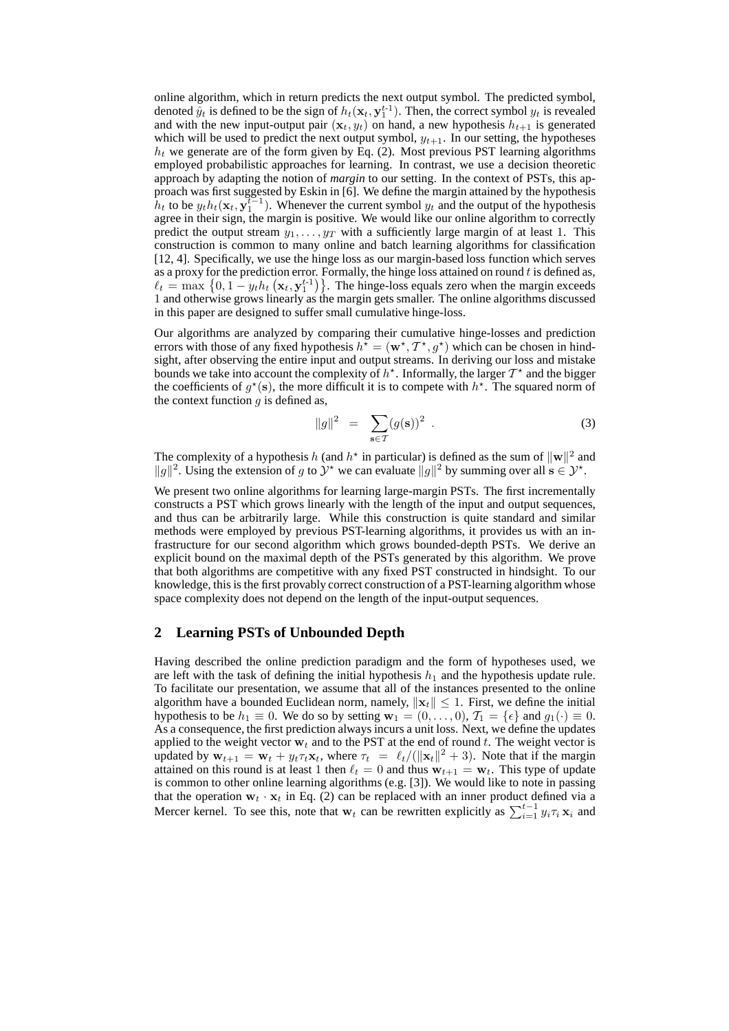online algorithm, which in return predicts the next output symbol. The predicted symbol, denoted $\hat{y}_t$ is defined to be the sign of $h_t(\mathbf{x}_t, \mathbf{y}_1^{t\text{-}1})$. Then, the correct symbol $y_t$ is revealed and with the new input-output pair $(\mathbf{x}_t, y_t)$ on hand, a new hypothesis $h_{t+1}$ is generated which will be used to predict the next output symbol, $y_{t+1}$. In our setting, the hypotheses $h_t$ we generate are of the form given by Eq. (2). Most previous PST learning algorithms employed probabilistic approaches for learning. In contrast, we use a decision theoretic approach by adapting the notion of ***margin*** to our setting. In the context of PSTs, this approach was first suggested by Eskin in [6]. We define the margin attained by the hypothesis $h_t$ to be $y_t h_t(\mathbf{x}_t, \mathbf{y}_1^{t-1})$. Whenever the current symbol $y_t$ and the output of the hypothesis agree in their sign, the margin is positive. We would like our online algorithm to correctly predict the output stream $y_1, \ldots, y_T$ with a sufficiently large margin of at least 1. This construction is common to many online and batch learning algorithms for classification [12, 4]. Specifically, we use the hinge loss as our margin-based loss function which serves as a proxy for the prediction error. Formally, the hinge loss attained on round $t$ is defined as, $\ell_t = \max\left\{0, 1 - y_t h_t\left(\mathbf{x}_t, \mathbf{y}_1^{t\text{-}1}\right)\right\}$. The hinge-loss equals zero when the margin exceeds 1 and otherwise grows linearly as the margin gets smaller. The online algorithms discussed in this paper are designed to suffer small cumulative hinge-loss.

Our algorithms are analyzed by comparing their cumulative hinge-losses and prediction errors with those of any fixed hypothesis $h^\star = (\mathbf{w}^\star, \mathcal{T}^\star, g^\star)$ which can be chosen in hindsight, after observing the entire input and output streams. In deriving our loss and mistake bounds we take into account the complexity of $h^\star$. Informally, the larger $\mathcal{T}^\star$ and the bigger the coefficients of $g^\star(\mathbf{s})$, the more difficult it is to compete with $h^\star$. The squared norm of the context function $g$ is defined as,

$$\|g\|^2 \;=\; \sum_{\mathbf{s} \in \mathcal{T}} (g(\mathbf{s}))^2 \;. \tag{3}$$

The complexity of a hypothesis $h$ (and $h^\star$ in particular) is defined as the sum of $\|\mathbf{w}\|^2$ and $\|g\|^2$. Using the extension of $g$ to $\mathcal{Y}^\star$ we can evaluate $\|g\|^2$ by summing over all $\mathbf{s} \in \mathcal{Y}^\star$.

We present two online algorithms for learning large-margin PSTs. The first incrementally constructs a PST which grows linearly with the length of the input and output sequences, and thus can be arbitrarily large. While this construction is quite standard and similar methods were employed by previous PST-learning algorithms, it provides us with an infrastructure for our second algorithm which grows bounded-depth PSTs. We derive an explicit bound on the maximal depth of the PSTs generated by this algorithm. We prove that both algorithms are competitive with any fixed PST constructed in hindsight. To our knowledge, this is the first provably correct construction of a PST-learning algorithm whose space complexity does not depend on the length of the input-output sequences.

## 2 Learning PSTs of Unbounded Depth

Having described the online prediction paradigm and the form of hypotheses used, we are left with the task of defining the initial hypothesis $h_1$ and the hypothesis update rule. To facilitate our presentation, we assume that all of the instances presented to the online algorithm have a bounded Euclidean norm, namely, $\|\mathbf{x}_t\| \leq 1$. First, we define the initial hypothesis to be $h_1 \equiv 0$. We do so by setting $\mathbf{w}_1 = (0, \ldots, 0)$, $\mathcal{T}_1 = \{\epsilon\}$ and $g_1(\cdot) \equiv 0$. As a consequence, the first prediction always incurs a unit loss. Next, we define the updates applied to the weight vector $\mathbf{w}_t$ and to the PST at the end of round $t$. The weight vector is updated by $\mathbf{w}_{t+1} = \mathbf{w}_t + y_t \tau_t \mathbf{x}_t$, where $\tau_t \;=\; \ell_t / (\|\mathbf{x}_t\|^2 + 3)$. Note that if the margin attained on this round is at least 1 then $\ell_t = 0$ and thus $\mathbf{w}_{t+1} = \mathbf{w}_t$. This type of update is common to other online learning algorithms (e.g. [3]). We would like to note in passing that the operation $\mathbf{w}_t \cdot \mathbf{x}_t$ in Eq. (2) can be replaced with an inner product defined via a Mercer kernel. To see this, note that $\mathbf{w}_t$ can be rewritten explicitly as $\sum_{i=1}^{t-1} y_i \tau_i \mathbf{x}_i$ and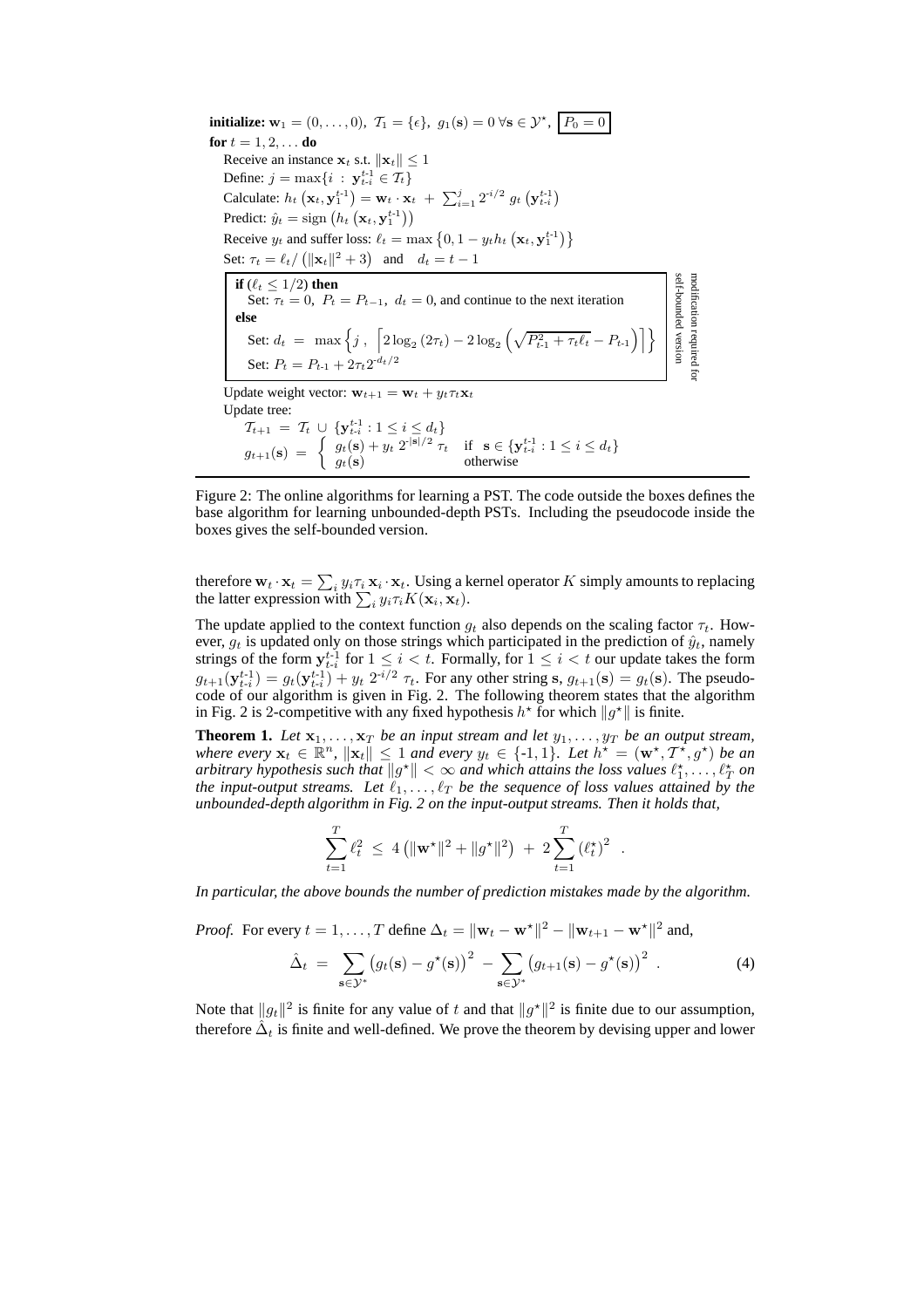```
initialize: w_1 = (0,...,0),  T_1 = {ε},  g_1(s) = 0 ∀s ∈ Y*,  [P_0 = 0]
for t = 1, 2, ... do
  Receive an instance x_t s.t. ||x_t|| ≤ 1
  Define: j = max{i : y_{t-i}^{t-1} ∈ T_t}
  Calculate: h_t(x_t, y_1^{t-1}) = w_t · x_t + Σ_{i=1}^{j} 2^{-i/2} g_t(y_{t-i}^{t-1})
  Predict: ŷ_t = sign(h_t(x_t, y_1^{t-1}))
  Receive y_t and suffer loss: ℓ_t = max{0, 1 − y_t h_t(x_t, y_1^{t-1})}
  Set: τ_t = ℓ_t / (||x_t||^2 + 3)   and   d_t = t − 1
  ┌─────────────────────────────────────────────────────────────────────┐
  │ if (ℓ_t ≤ 1/2) then                                                 │
  │   Set: τ_t = 0,  P_t = P_{t−1},  d_t = 0, and continue to the next  │
  │   iteration                                                         │
  │ else                                                                │
  │   Set: d_t = max{ j , ⌈2 log_2(2τ_t) − 2 log_2(√(P_{t-1}^2 +        │
  │               τ_t ℓ_t) − P_{t-1})⌉ }                                │
  │   Set: P_t = P_{t-1} + 2τ_t 2^{-d_t/2}                              │
  └─────────────────────────────────────────────────────────────────────┘
  (modification required for self-bounded version)
  Update weight vector: w_{t+1} = w_t + y_t τ_t x_t
  Update tree:
    T_{t+1} = T_t ∪ {y_{t-i}^{t-1} : 1 ≤ i ≤ d_t}
    g_{t+1}(s) = { g_t(s) + y_t 2^{-|s|/2} τ_t   if s ∈ {y_{t-i}^{t-1} : 1 ≤ i ≤ d_t}
                 { g_t(s)                         otherwise
```

Figure 2: The online algorithms for learning a PST. The code outside the boxes defines the base algorithm for learning unbounded-depth PSTs. Including the pseudocode inside the boxes gives the self-bounded version.

therefore $\mathbf{w}_t \cdot \mathbf{x}_t = \sum_i y_i \tau_i \mathbf{x}_i \cdot \mathbf{x}_t$. Using a kernel operator $K$ simply amounts to replacing the latter expression with $\sum_i y_i \tau_i K(\mathbf{x}_i, \mathbf{x}_t)$.

The update applied to the context function $g_t$ also depends on the scaling factor $\tau_t$. However, $g_t$ is updated only on those strings which participated in the prediction of $\hat{y}_t$, namely strings of the form $\mathbf{y}_{t-i}^{t-1}$ for $1 \leq i < t$. Formally, for $1 \leq i < t$ our update takes the form $g_{t+1}(\mathbf{y}_{t-i}^{t-1}) = g_t(\mathbf{y}_{t-i}^{t-1}) + y_t \, 2^{-i/2} \, \tau_t$. For any other string $\mathbf{s}$, $g_{t+1}(\mathbf{s}) = g_t(\mathbf{s})$. The pseudocode of our algorithm is given in Fig. 2. The following theorem states that the algorithm in Fig. 2 is 2-competitive with any fixed hypothesis $h^\star$ for which $\|g^\star\|$ is finite.

**Theorem 1.** *Let $\mathbf{x}_1, \ldots, \mathbf{x}_T$ be an input stream and let $y_1, \ldots, y_T$ be an output stream, where every $\mathbf{x}_t \in \mathbb{R}^n$, $\|\mathbf{x}_t\| \leq 1$ and every $y_t \in \{-1, 1\}$. Let $h^\star = (\mathbf{w}^\star, \mathcal{T}^\star, g^\star)$ be an arbitrary hypothesis such that $\|g^\star\| < \infty$ and which attains the loss values $\ell_1^\star, \ldots, \ell_T^\star$ on the input-output streams. Let $\ell_1, \ldots, \ell_T$ be the sequence of loss values attained by the unbounded-depth algorithm in Fig. 2 on the input-output streams. Then it holds that,*

$$\sum_{t=1}^{T} \ell_t^2 \;\leq\; 4\left(\|\mathbf{w}^\star\|^2 + \|g^\star\|^2\right) \;+\; 2\sum_{t=1}^{T} \left(\ell_t^\star\right)^2 \quad .$$

*In particular, the above bounds the number of prediction mistakes made by the algorithm.*

*Proof.* For every $t = 1, \ldots, T$ define $\Delta_t = \|\mathbf{w}_t - \mathbf{w}^\star\|^2 - \|\mathbf{w}_{t+1} - \mathbf{w}^\star\|^2$ and,

$$\hat{\Delta}_t \;=\; \sum_{\mathbf{s} \in \mathcal{Y}^\star} \left(g_t(\mathbf{s}) - g^\star(\mathbf{s})\right)^2 \;-\; \sum_{\mathbf{s} \in \mathcal{Y}^\star} \left(g_{t+1}(\mathbf{s}) - g^\star(\mathbf{s})\right)^2 \quad . \tag{4}$$

Note that $\|g_t\|^2$ is finite for any value of $t$ and that $\|g^\star\|^2$ is finite due to our assumption, therefore $\hat{\Delta}_t$ is finite and well-defined. We prove the theorem by devising upper and lower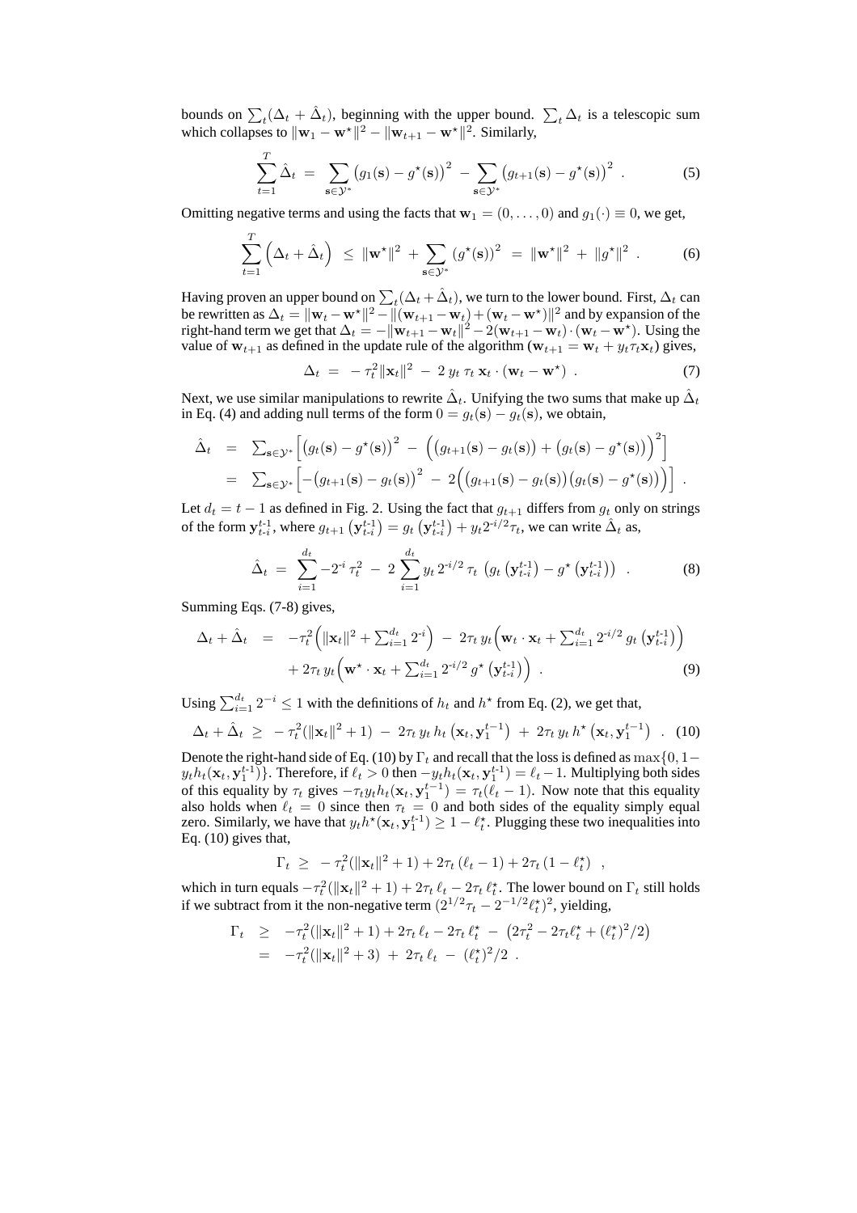bounds on $\sum_t(\Delta_t + \hat{\Delta}_t)$, beginning with the upper bound. $\sum_t \Delta_t$ is a telescopic sum which collapses to $\|\mathbf{w}_1 - \mathbf{w}^\star\|^2 - \|\mathbf{w}_{t+1} - \mathbf{w}^\star\|^2$. Similarly,

$$\sum_{t=1}^{T} \hat{\Delta}_t \;=\; \sum_{\mathbf{s}\in\mathcal{Y}^*} \big(g_1(\mathbf{s}) - g^\star(\mathbf{s})\big)^2 \;-\; \sum_{\mathbf{s}\in\mathcal{Y}^*} \big(g_{t+1}(\mathbf{s}) - g^\star(\mathbf{s})\big)^2 \;. \tag{5}$$

Omitting negative terms and using the facts that $\mathbf{w}_1 = (0,\ldots,0)$ and $g_1(\cdot) \equiv 0$, we get,

$$\sum_{t=1}^{T} \Big(\Delta_t + \hat{\Delta}_t\Big) \;\le\; \|\mathbf{w}^\star\|^2 \;+ \sum_{\mathbf{s}\in\mathcal{Y}^*} \left(g^\star(\mathbf{s})\right)^2 \;=\; \|\mathbf{w}^\star\|^2 \;+\; \|g^\star\|^2 \;. \tag{6}$$

Having proven an upper bound on $\sum_t(\Delta_t + \hat{\Delta}_t)$, we turn to the lower bound. First, $\Delta_t$ can be rewritten as $\Delta_t = \|\mathbf{w}_t - \mathbf{w}^\star\|^2 - \|(\mathbf{w}_{t+1} - \mathbf{w}_t) + (\mathbf{w}_t - \mathbf{w}^\star)\|^2$ and by expansion of the right-hand term we get that $\Delta_t = -\|\mathbf{w}_{t+1} - \mathbf{w}_t\|^2 - 2(\mathbf{w}_{t+1} - \mathbf{w}_t)\cdot(\mathbf{w}_t - \mathbf{w}^\star)$. Using the value of $\mathbf{w}_{t+1}$ as defined in the update rule of the algorithm ($\mathbf{w}_{t+1} = \mathbf{w}_t + y_t\tau_t\mathbf{x}_t$) gives,

$$\Delta_t \;=\; -\,\tau_t^2\|\mathbf{x}_t\|^2 \;-\; 2\, y_t\, \tau_t\, \mathbf{x}_t \cdot (\mathbf{w}_t - \mathbf{w}^\star) \;. \tag{7}$$

Next, we use similar manipulations to rewrite $\hat{\Delta}_t$. Unifying the two sums that make up $\hat{\Delta}_t$ in Eq. (4) and adding null terms of the form $0 = g_t(\mathbf{s}) - g_t(\mathbf{s})$, we obtain,

$$\begin{aligned}
\hat{\Delta}_t \;&=\; \textstyle\sum_{\mathbf{s}\in\mathcal{Y}^*}\Big[\big(g_t(\mathbf{s}) - g^\star(\mathbf{s})\big)^2 \;-\; \Big(\big(g_{t+1}(\mathbf{s}) - g_t(\mathbf{s})\big) + \big(g_t(\mathbf{s}) - g^\star(\mathbf{s})\big)\Big)^2\Big] \\
&=\; \textstyle\sum_{\mathbf{s}\in\mathcal{Y}^*}\Big[-\big(g_{t+1}(\mathbf{s}) - g_t(\mathbf{s})\big)^2 \;-\; 2\Big(\big(g_{t+1}(\mathbf{s}) - g_t(\mathbf{s})\big)\big(g_t(\mathbf{s}) - g^\star(\mathbf{s})\big)\Big)\Big] \;.
\end{aligned}$$

Let $d_t = t - 1$ as defined in Fig. 2. Using the fact that $g_{t+1}$ differs from $g_t$ only on strings of the form $\mathbf{y}_{t-i}^{t-1}$, where $g_{t+1}\left(\mathbf{y}_{t-i}^{t-1}\right) = g_t\left(\mathbf{y}_{t-i}^{t-1}\right) + y_t 2^{-i/2}\tau_t$, we can write $\hat{\Delta}_t$ as,

$$\hat{\Delta}_t \;=\; \sum_{i=1}^{d_t} -2^{-i}\,\tau_t^2 \;-\; 2\sum_{i=1}^{d_t} y_t\, 2^{-i/2}\,\tau_t\, \left(g_t\left(\mathbf{y}_{t-i}^{t-1}\right) - g^\star\left(\mathbf{y}_{t-i}^{t-1}\right)\right) \;. \tag{8}$$

Summing Eqs. (7-8) gives,

$$\begin{aligned}
\Delta_t + \hat{\Delta}_t \;&=\; -\tau_t^2\Big(\|\mathbf{x}_t\|^2 + \textstyle\sum_{i=1}^{d_t} 2^{-i}\Big) \;-\; 2\tau_t\, y_t\Big(\mathbf{w}_t\cdot\mathbf{x}_t + \textstyle\sum_{i=1}^{d_t} 2^{-i/2}\, g_t\left(\mathbf{y}_{t-i}^{t-1}\right)\Big) \\
&\quad+ 2\tau_t\, y_t\Big(\mathbf{w}^\star\cdot\mathbf{x}_t + \textstyle\sum_{i=1}^{d_t} 2^{-i/2}\, g^\star\left(\mathbf{y}_{t-i}^{t-1}\right)\Big) \;.
\end{aligned} \tag{9}$$

Using $\sum_{i=1}^{d_t} 2^{-i} \le 1$ with the definitions of $h_t$ and $h^\star$ from Eq. (2), we get that,

$$\Delta_t + \hat{\Delta}_t \;\ge\; -\,\tau_t^2(\|\mathbf{x}_t\|^2 + 1) \;-\; 2\tau_t\, y_t\, h_t\left(\mathbf{x}_t, \mathbf{y}_1^{t-1}\right) \;+\; 2\tau_t\, y_t\, h^\star\left(\mathbf{x}_t, \mathbf{y}_1^{t-1}\right) \;. \tag{10}$$

Denote the right-hand side of Eq. (10) by $\Gamma_t$ and recall that the loss is defined as $\max\{0, 1 - y_t h_t(\mathbf{x}_t, \mathbf{y}_1^{t-1})\}$. Therefore, if $\ell_t > 0$ then $-y_t h_t(\mathbf{x}_t, \mathbf{y}_1^{t-1}) = \ell_t - 1$. Multiplying both sides of this equality by $\tau_t$ gives $-\tau_t y_t h_t(\mathbf{x}_t, \mathbf{y}_1^{t-1}) = \tau_t(\ell_t - 1)$. Now note that this equality also holds when $\ell_t = 0$ since then $\tau_t = 0$ and both sides of the equality simply equal zero. Similarly, we have that $y_t h^\star(\mathbf{x}_t, \mathbf{y}_1^{t-1}) \ge 1 - \ell_t^\star$. Plugging these two inequalities into Eq. (10) gives that,

$$\Gamma_t \;\ge\; -\,\tau_t^2(\|\mathbf{x}_t\|^2 + 1) + 2\tau_t\,(\ell_t - 1) + 2\tau_t\,(1 - \ell_t^\star) \;\;,$$

which in turn equals $-\tau_t^2(\|\mathbf{x}_t\|^2 + 1) + 2\tau_t\,\ell_t - 2\tau_t\,\ell_t^\star$. The lower bound on $\Gamma_t$ still holds if we subtract from it the non-negative term $(2^{1/2}\tau_t - 2^{-1/2}\ell_t^\star)^2$, yielding,

$$\begin{aligned}
\Gamma_t \;&\ge\; -\tau_t^2(\|\mathbf{x}_t\|^2 + 1) + 2\tau_t\,\ell_t - 2\tau_t\,\ell_t^\star \;-\; \left(2\tau_t^2 - 2\tau_t\ell_t^\star + (\ell_t^\star)^2/2\right) \\
&=\; -\tau_t^2(\|\mathbf{x}_t\|^2 + 3) \;+\; 2\tau_t\,\ell_t \;-\; (\ell_t^\star)^2/2 \;.
\end{aligned}$$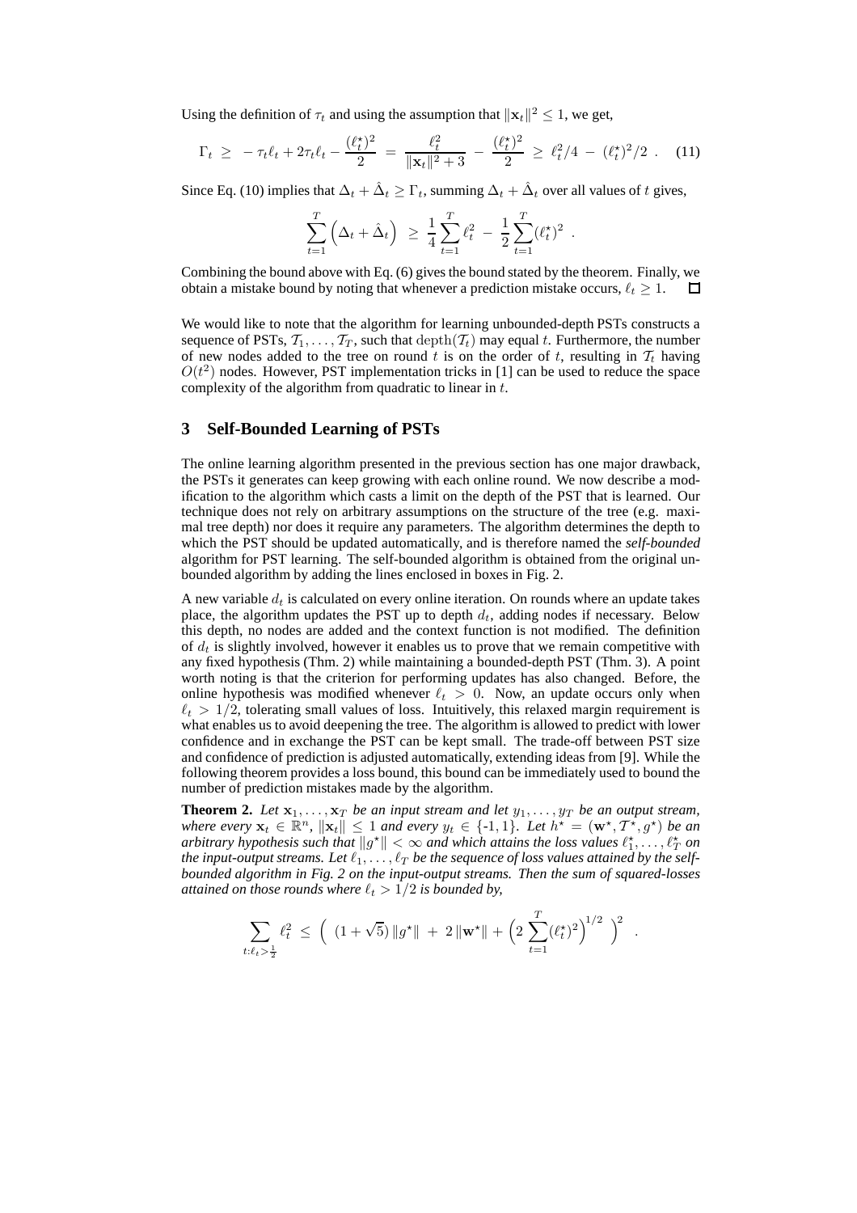Using the definition of $\tau_t$ and using the assumption that $\|\mathbf{x}_t\|^2 \leq 1$, we get,

$$\Gamma_t \;\geq\; -\tau_t \ell_t + 2\tau_t \ell_t - \frac{(\ell_t^\star)^2}{2} \;=\; \frac{\ell_t^2}{\|\mathbf{x}_t\|^2 + 3} \;-\; \frac{(\ell_t^\star)^2}{2} \;\geq\; \ell_t^2/4 \;-\; (\ell_t^\star)^2/2 \;. \quad (11)$$

Since Eq. (10) implies that $\Delta_t + \hat{\Delta}_t \geq \Gamma_t$, summing $\Delta_t + \hat{\Delta}_t$ over all values of $t$ gives,

$$\sum_{t=1}^{T} \left( \Delta_t + \hat{\Delta}_t \right) \;\geq\; \frac{1}{4} \sum_{t=1}^{T} \ell_t^2 \;-\; \frac{1}{2} \sum_{t=1}^{T} (\ell_t^\star)^2 \;.$$

Combining the bound above with Eq. (6) gives the bound stated by the theorem. Finally, we obtain a mistake bound by noting that whenever a prediction mistake occurs, $\ell_t \geq 1$. □

We would like to note that the algorithm for learning unbounded-depth PSTs constructs a sequence of PSTs, $\mathcal{T}_1, \ldots, \mathcal{T}_T$, such that $\mathrm{depth}(\mathcal{T}_t)$ may equal $t$. Furthermore, the number of new nodes added to the tree on round $t$ is on the order of $t$, resulting in $\mathcal{T}_t$ having $O(t^2)$ nodes. However, PST implementation tricks in [1] can be used to reduce the space complexity of the algorithm from quadratic to linear in $t$.

## 3 Self-Bounded Learning of PSTs

The online learning algorithm presented in the previous section has one major drawback, the PSTs it generates can keep growing with each online round. We now describe a modification to the algorithm which casts a limit on the depth of the PST that is learned. Our technique does not rely on arbitrary assumptions on the structure of the tree (e.g. maximal tree depth) nor does it require any parameters. The algorithm determines the depth to which the PST should be updated automatically, and is therefore named the *self-bounded* algorithm for PST learning. The self-bounded algorithm is obtained from the original unbounded algorithm by adding the lines enclosed in boxes in Fig. 2.

A new variable $d_t$ is calculated on every online iteration. On rounds where an update takes place, the algorithm updates the PST up to depth $d_t$, adding nodes if necessary. Below this depth, no nodes are added and the context function is not modified. The definition of $d_t$ is slightly involved, however it enables us to prove that we remain competitive with any fixed hypothesis (Thm. 2) while maintaining a bounded-depth PST (Thm. 3). A point worth noting is that the criterion for performing updates has also changed. Before, the online hypothesis was modified whenever $\ell_t > 0$. Now, an update occurs only when $\ell_t > 1/2$, tolerating small values of loss. Intuitively, this relaxed margin requirement is what enables us to avoid deepening the tree. The algorithm is allowed to predict with lower confidence and in exchange the PST can be kept small. The trade-off between PST size and confidence of prediction is adjusted automatically, extending ideas from [9]. While the following theorem provides a loss bound, this bound can be immediately used to bound the number of prediction mistakes made by the algorithm.

**Theorem 2.** *Let $\mathbf{x}_1, \ldots, \mathbf{x}_T$ be an input stream and let $y_1, \ldots, y_T$ be an output stream, where every $\mathbf{x}_t \in \mathbb{R}^n$, $\|\mathbf{x}_t\| \leq 1$ and every $y_t \in \{$-1, 1$\}$. Let $h^\star = (\mathbf{w}^\star, \mathcal{T}^\star, g^\star)$ be an arbitrary hypothesis such that $\|g^\star\| < \infty$ and which attains the loss values $\ell_1^\star, \ldots, \ell_T^\star$ on the input-output streams. Let $\ell_1, \ldots, \ell_T$ be the sequence of loss values attained by the self-bounded algorithm in Fig. 2 on the input-output streams. Then the sum of squared-losses attained on those rounds where $\ell_t > 1/2$ is bounded by,*

$$\sum_{t:\ell_t > \frac{1}{2}} \ell_t^2 \;\leq\; \left( \;(1+\sqrt{5})\,\|g^\star\| \;+\; 2\,\|\mathbf{w}^\star\| + \Big(2\sum_{t=1}^{T} (\ell_t^\star)^2\Big)^{1/2} \;\right)^2 \;.$$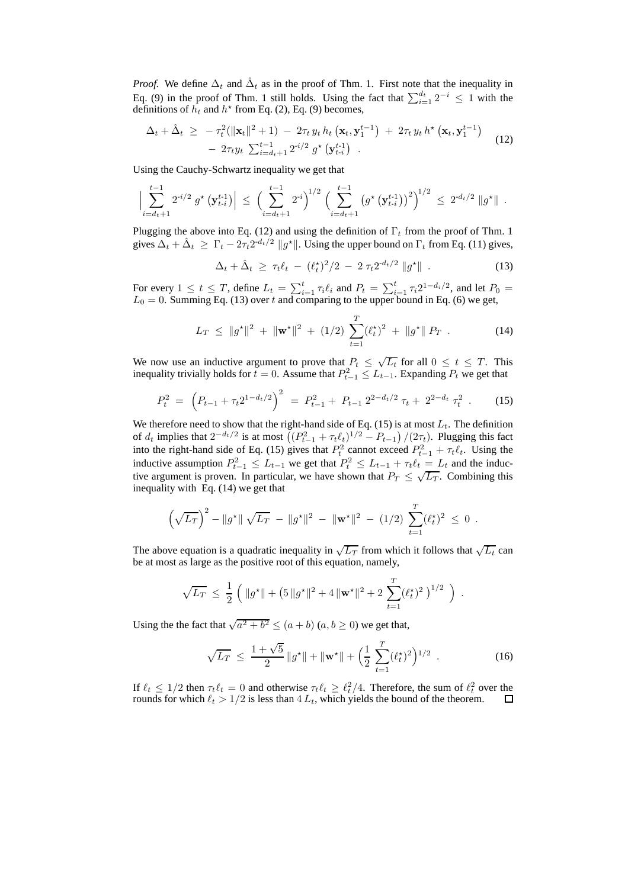*Proof.* We define $\Delta_t$ and $\hat{\Delta}_t$ as in the proof of Thm. 1. First note that the inequality in Eq. (9) in the proof of Thm. 1 still holds. Using the fact that $\sum_{i=1}^{d_t} 2^{-i} \leq 1$ with the definitions of $h_t$ and $h^\star$ from Eq. (2), Eq. (9) becomes,

$$
\begin{aligned}
\Delta_t + \hat{\Delta}_t \;\geq\; & -\tau_t^2(\|\mathbf{x}_t\|^2 + 1) \;-\; 2\tau_t\, y_t\, h_t\left(\mathbf{x}_t, \mathbf{y}_1^{t-1}\right) \;+\; 2\tau_t\, y_t\, h^\star\left(\mathbf{x}_t, \mathbf{y}_1^{t-1}\right) \\
& -\; 2\tau_t y_t \,\textstyle\sum_{i=d_t+1}^{t-1} 2^{-i/2}\, g^\star\left(\mathbf{y}_{t-i}^{t-1}\right) \quad .
\end{aligned} \tag{12}
$$

Using the Cauchy-Schwartz inequality we get that

$$
\Big| \sum_{i=d_t+1}^{t-1} 2^{-i/2}\, g^\star\left(\mathbf{y}_{t-i}^{t-1}\right) \Big| \;\leq\; \Big( \sum_{i=d_t+1}^{t-1} 2^{-i} \Big)^{1/2} \Big( \sum_{i=d_t+1}^{t-1} \left(g^\star\left(\mathbf{y}_{t-i}^{t-1}\right)\right)^2 \Big)^{1/2} \;\leq\; 2^{-d_t/2}\, \|g^\star\| \ .
$$

Plugging the above into Eq. (12) and using the definition of $\Gamma_t$ from the proof of Thm. 1 gives $\Delta_t + \hat{\Delta}_t \;\geq\; \Gamma_t - 2\tau_t 2^{-d_t/2}\, \|g^\star\|$. Using the upper bound on $\Gamma_t$ from Eq. (11) gives,

$$
\Delta_t + \hat{\Delta}_t \;\geq\; \tau_t \ell_t \;-\; (\ell_t^\star)^2/2 \;-\; 2\,\tau_t 2^{-d_t/2}\, \|g^\star\| \ . \tag{13}
$$

For every $1 \leq t \leq T$, define $L_t = \sum_{i=1}^{t} \tau_i \ell_i$ and $P_t = \sum_{i=1}^{t} \tau_i 2^{1-d_i/2}$, and let $P_0 = L_0 = 0$. Summing Eq. (13) over $t$ and comparing to the upper bound in Eq. (6) we get,

$$
L_T \;\leq\; \|g^\star\|^2 \;+\; \|\mathbf{w}^\star\|^2 \;+\; (1/2)\, \sum_{t=1}^{T} (\ell_t^\star)^2 \;+\; \|g^\star\|\, P_T \ . \tag{14}
$$

We now use an inductive argument to prove that $P_t \leq \sqrt{L_t}$ for all $0 \leq t \leq T$. This inequality trivially holds for $t = 0$. Assume that $P_{t-1}^2 \leq L_{t-1}$. Expanding $P_t$ we get that

$$
P_t^2 \;=\; \left(P_{t-1} + \tau_t 2^{1-d_t/2}\right)^2 \;=\; P_{t-1}^2 +\; P_{t-1}\, 2^{2-d_t/2}\, \tau_t +\; 2^{2-d_t}\, \tau_t^2 \ . \tag{15}
$$

We therefore need to show that the right-hand side of Eq. (15) is at most $L_t$. The definition of $d_t$ implies that $2^{-d_t/2}$ is at most $\left((P_{t-1}^2 + \tau_t \ell_t)^{1/2} - P_{t-1}\right)/(2\tau_t)$. Plugging this fact into the right-hand side of Eq. (15) gives that $P_t^2$ cannot exceed $P_{t-1}^2 + \tau_t \ell_t$. Using the inductive assumption $P_{t-1}^2 \leq L_{t-1}$ we get that $P_t^2 \leq L_{t-1} + \tau_t \ell_t = L_t$ and the inductive argument is proven. In particular, we have shown that $P_T \leq \sqrt{L_T}$. Combining this inequality with Eq. (14) we get that

$$
\left(\sqrt{L_T}\right)^2 - \|g^\star\|\, \sqrt{L_T} \;-\; \|g^\star\|^2 \;-\; \|\mathbf{w}^\star\|^2 \;-\; (1/2)\, \sum_{t=1}^{T} (\ell_t^\star)^2 \;\leq\; 0 \ .
$$

The above equation is a quadratic inequality in $\sqrt{L_T}$ from which it follows that $\sqrt{L_t}$ can be at most as large as the positive root of this equation, namely,

$$
\sqrt{L_T} \;\leq\; \frac{1}{2}\, \Big( \,\|g^\star\| + \big(5\,\|g^\star\|^2 + 4\,\|\mathbf{w}^\star\|^2 + 2\,\sum_{t=1}^{T} (\ell_t^\star)^2\,\big)^{1/2} \,\Big) \ .
$$

Using the the fact that $\sqrt{a^2 + b^2} \leq (a + b)$ $(a, b \geq 0)$ we get that,

$$
\sqrt{L_T} \;\leq\; \frac{1 + \sqrt{5}}{2}\, \|g^\star\| + \|\mathbf{w}^\star\| + \Big(\frac{1}{2}\, \sum_{t=1}^{T} (\ell_t^\star)^2\Big)^{1/2} \ . \tag{16}
$$

If $\ell_t \leq 1/2$ then $\tau_t \ell_t = 0$ and otherwise $\tau_t \ell_t \geq \ell_t^2/4$. Therefore, the sum of $\ell_t^2$ over the rounds for which $\ell_t > 1/2$ is less than $4\, L_t$, which yields the bound of the theorem. ◻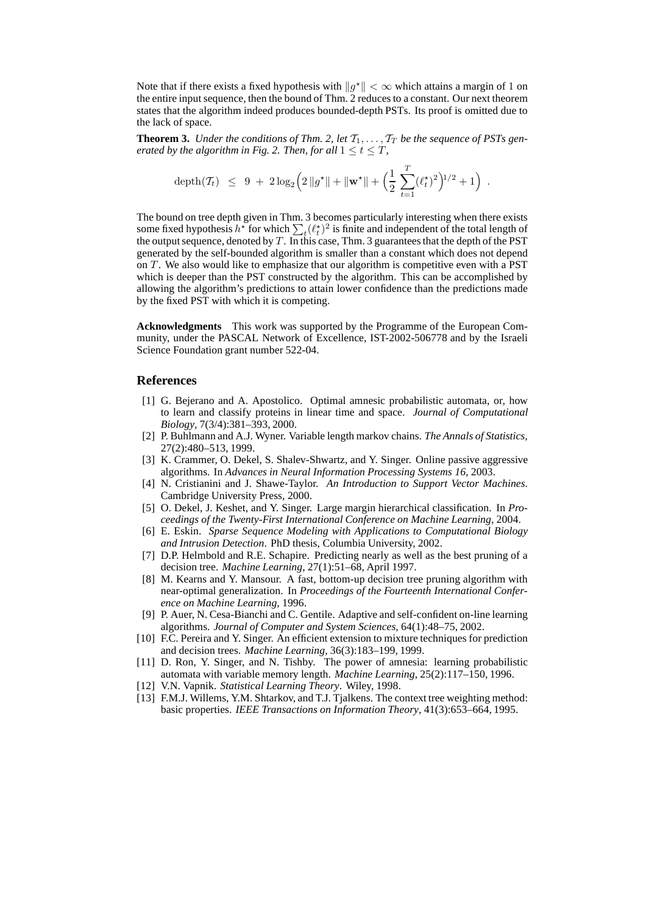Note that if there exists a fixed hypothesis with $\|g^\star\| < \infty$ which attains a margin of 1 on the entire input sequence, then the bound of Thm. 2 reduces to a constant. Our next theorem states that the algorithm indeed produces bounded-depth PSTs. Its proof is omitted due to the lack of space.

**Theorem 3.** *Under the conditions of Thm. 2, let $\mathcal{T}_1, \ldots, \mathcal{T}_T$ be the sequence of PSTs generated by the algorithm in Fig. 2. Then, for all $1 \leq t \leq T$,*

$$\mathrm{depth}(\mathcal{T}_t) \;\leq\; 9 \;+\; 2\log_2\Big(2\,\|g^\star\| + \|\mathbf{w}^\star\| + \Big(\frac{1}{2}\,\sum_{t=1}^{T}(\ell_t^\star)^2\Big)^{1/2} + 1\Big) \;.$$

The bound on tree depth given in Thm. 3 becomes particularly interesting when there exists some fixed hypothesis $h^\star$ for which $\sum_t (\ell_t^\star)^2$ is finite and independent of the total length of the output sequence, denoted by $T$. In this case, Thm. 3 guarantees that the depth of the PST generated by the self-bounded algorithm is smaller than a constant which does not depend on $T$. We also would like to emphasize that our algorithm is competitive even with a PST which is deeper than the PST constructed by the algorithm. This can be accomplished by allowing the algorithm's predictions to attain lower confidence than the predictions made by the fixed PST with which it is competing.

**Acknowledgments** This work was supported by the Programme of the European Community, under the PASCAL Network of Excellence, IST-2002-506778 and by the Israeli Science Foundation grant number 522-04.

## References

[1] G. Bejerano and A. Apostolico. Optimal amnesic probabilistic automata, or, how to learn and classify proteins in linear time and space. *Journal of Computational Biology*, 7(3/4):381–393, 2000.

[2] P. Buhlmann and A.J. Wyner. Variable length markov chains. *The Annals of Statistics*, 27(2):480–513, 1999.

[3] K. Crammer, O. Dekel, S. Shalev-Shwartz, and Y. Singer. Online passive aggressive algorithms. In *Advances in Neural Information Processing Systems 16*, 2003.

[4] N. Cristianini and J. Shawe-Taylor. *An Introduction to Support Vector Machines*. Cambridge University Press, 2000.

[5] O. Dekel, J. Keshet, and Y. Singer. Large margin hierarchical classification. In *Proceedings of the Twenty-First International Conference on Machine Learning*, 2004.

[6] E. Eskin. *Sparse Sequence Modeling with Applications to Computational Biology and Intrusion Detection*. PhD thesis, Columbia University, 2002.

[7] D.P. Helmbold and R.E. Schapire. Predicting nearly as well as the best pruning of a decision tree. *Machine Learning*, 27(1):51–68, April 1997.

[8] M. Kearns and Y. Mansour. A fast, bottom-up decision tree pruning algorithm with near-optimal generalization. In *Proceedings of the Fourteenth International Conference on Machine Learning*, 1996.

[9] P. Auer, N. Cesa-Bianchi and C. Gentile. Adaptive and self-confident on-line learning algorithms. *Journal of Computer and System Sciences*, 64(1):48–75, 2002.

[10] F.C. Pereira and Y. Singer. An efficient extension to mixture techniques for prediction and decision trees. *Machine Learning*, 36(3):183–199, 1999.

[11] D. Ron, Y. Singer, and N. Tishby. The power of amnesia: learning probabilistic automata with variable memory length. *Machine Learning*, 25(2):117–150, 1996.

[12] V.N. Vapnik. *Statistical Learning Theory*. Wiley, 1998.

[13] F.M.J. Willems, Y.M. Shtarkov, and T.J. Tjalkens. The context tree weighting method: basic properties. *IEEE Transactions on Information Theory*, 41(3):653–664, 1995.